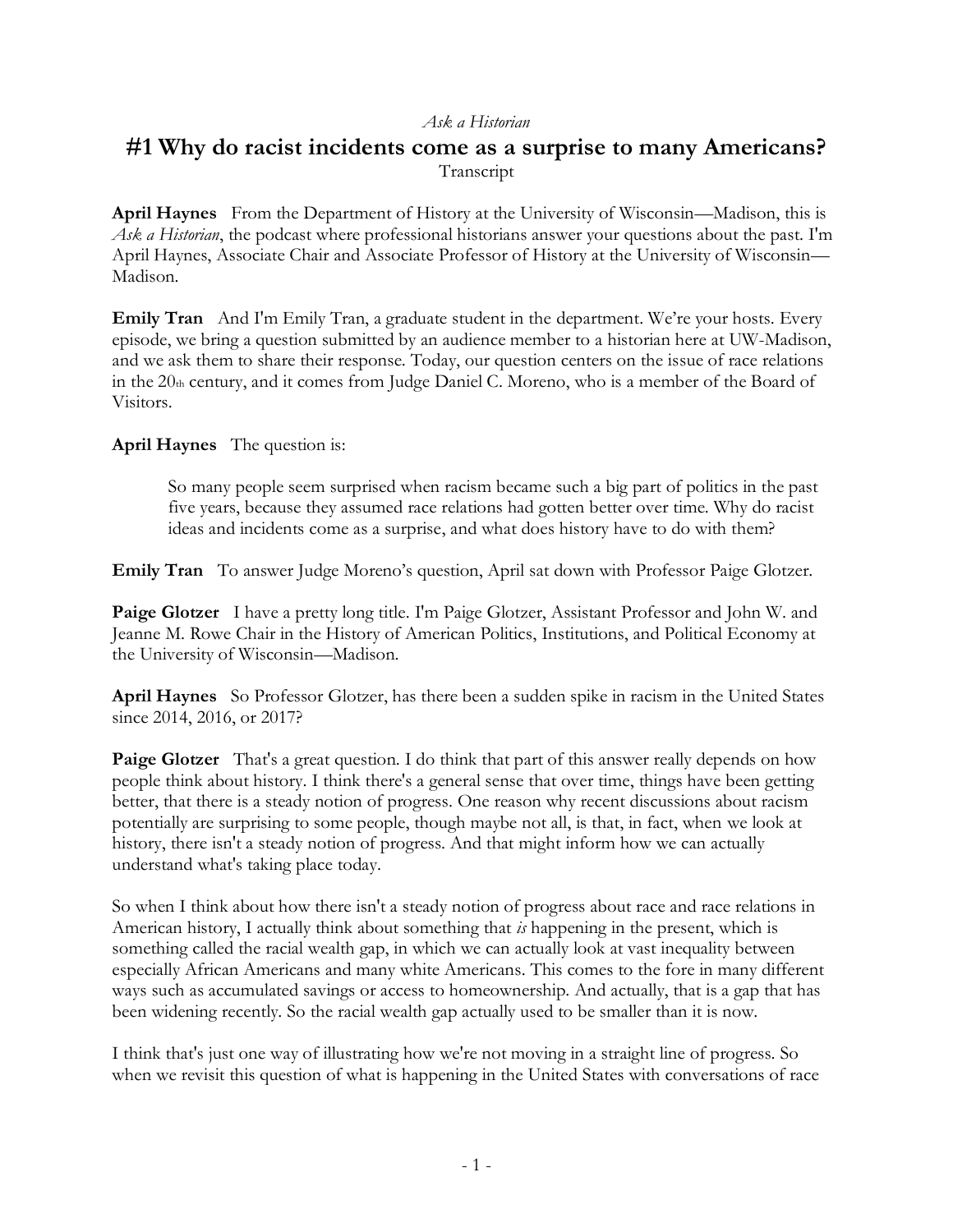*Ask a Historian*

# #1 Why do racist incidents come as a surprise to many Americans?

Transcript

**April Haynes** From the Department of History at the University of Wisconsin—Madison, this is *Ask a Historian*, the podcast where professional historians answer your questions about the past. I'm April Haynes, Associate Chair and Associate Professor of History at the University of Wisconsin—Madison.

**Emily Tran** And I'm Emily Tran, a graduate student in the department. We're your hosts. Every episode, we bring a question submitted by an audience member to a historian here at UW-Madison, and we ask them to share their response. Today, our question centers on the issue of race relations in the 20th century, and it comes from Judge Daniel C. Moreno, who is a member of the Board of Visitors.

**April Haynes** The question is:

> So many people seem surprised when racism became such a big part of politics in the past five years, because they assumed race relations had gotten better over time. Why do racist ideas and incidents come as a surprise, and what does history have to do with them?

**Emily Tran** To answer Judge Moreno's question, April sat down with Professor Paige Glotzer.

**Paige Glotzer** I have a pretty long title. I'm Paige Glotzer, Assistant Professor and John W. and Jeanne M. Rowe Chair in the History of American Politics, Institutions, and Political Economy at the University of Wisconsin—Madison.

**April Haynes** So Professor Glotzer, has there been a sudden spike in racism in the United States since 2014, 2016, or 2017?

**Paige Glotzer** That's a great question. I do think that part of this answer really depends on how people think about history. I think there's a general sense that over time, things have been getting better, that there is a steady notion of progress. One reason why recent discussions about racism potentially are surprising to some people, though maybe not all, is that, in fact, when we look at history, there isn't a steady notion of progress. And that might inform how we can actually understand what's taking place today.

So when I think about how there isn't a steady notion of progress about race and race relations in American history, I actually think about something that *is* happening in the present, which is something called the racial wealth gap, in which we can actually look at vast inequality between especially African Americans and many white Americans. This comes to the fore in many different ways such as accumulated savings or access to homeownership. And actually, that is a gap that has been widening recently. So the racial wealth gap actually used to be smaller than it is now.

I think that's just one way of illustrating how we're not moving in a straight line of progress. So when we revisit this question of what is happening in the United States with conversations of race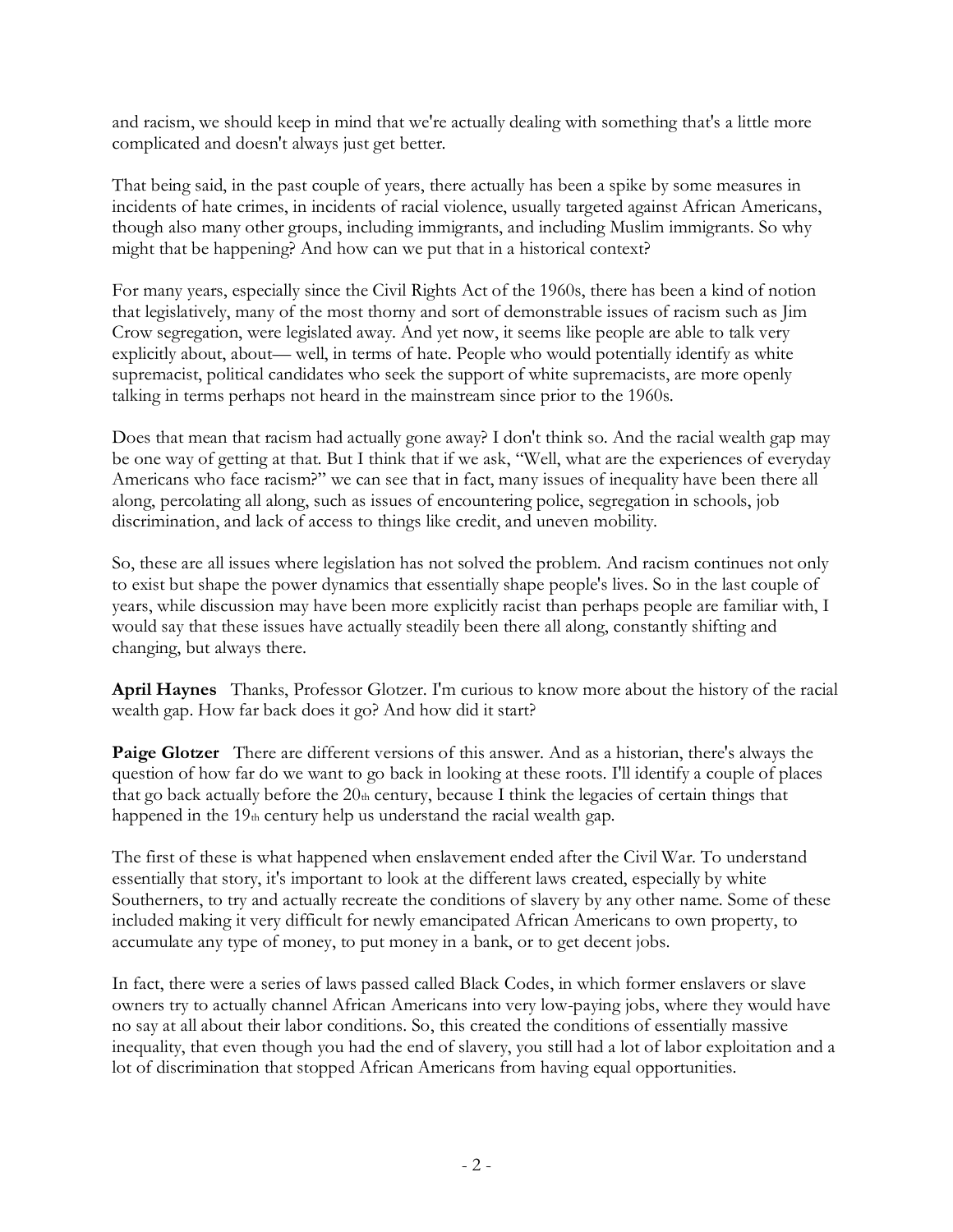and racism, we should keep in mind that we're actually dealing with something that's a little more complicated and doesn't always just get better.

That being said, in the past couple of years, there actually has been a spike by some measures in incidents of hate crimes, in incidents of racial violence, usually targeted against African Americans, though also many other groups, including immigrants, and including Muslim immigrants. So why might that be happening? And how can we put that in a historical context?

For many years, especially since the Civil Rights Act of the 1960s, there has been a kind of notion that legislatively, many of the most thorny and sort of demonstrable issues of racism such as Jim Crow segregation, were legislated away. And yet now, it seems like people are able to talk very explicitly about, about— well, in terms of hate. People who would potentially identify as white supremacist, political candidates who seek the support of white supremacists, are more openly talking in terms perhaps not heard in the mainstream since prior to the 1960s.

Does that mean that racism had actually gone away? I don't think so. And the racial wealth gap may be one way of getting at that. But I think that if we ask, "Well, what are the experiences of everyday Americans who face racism?" we can see that in fact, many issues of inequality have been there all along, percolating all along, such as issues of encountering police, segregation in schools, job discrimination, and lack of access to things like credit, and uneven mobility.

So, these are all issues where legislation has not solved the problem. And racism continues not only to exist but shape the power dynamics that essentially shape people's lives. So in the last couple of years, while discussion may have been more explicitly racist than perhaps people are familiar with, I would say that these issues have actually steadily been there all along, constantly shifting and changing, but always there.

**April Haynes** Thanks, Professor Glotzer. I'm curious to know more about the history of the racial wealth gap. How far back does it go? And how did it start?

**Paige Glotzer** There are different versions of this answer. And as a historian, there's always the question of how far do we want to go back in looking at these roots. I'll identify a couple of places that go back actually before the 20th century, because I think the legacies of certain things that happened in the 19th century help us understand the racial wealth gap.

The first of these is what happened when enslavement ended after the Civil War. To understand essentially that story, it's important to look at the different laws created, especially by white Southerners, to try and actually recreate the conditions of slavery by any other name. Some of these included making it very difficult for newly emancipated African Americans to own property, to accumulate any type of money, to put money in a bank, or to get decent jobs.

In fact, there were a series of laws passed called Black Codes, in which former enslavers or slave owners try to actually channel African Americans into very low-paying jobs, where they would have no say at all about their labor conditions. So, this created the conditions of essentially massive inequality, that even though you had the end of slavery, you still had a lot of labor exploitation and a lot of discrimination that stopped African Americans from having equal opportunities.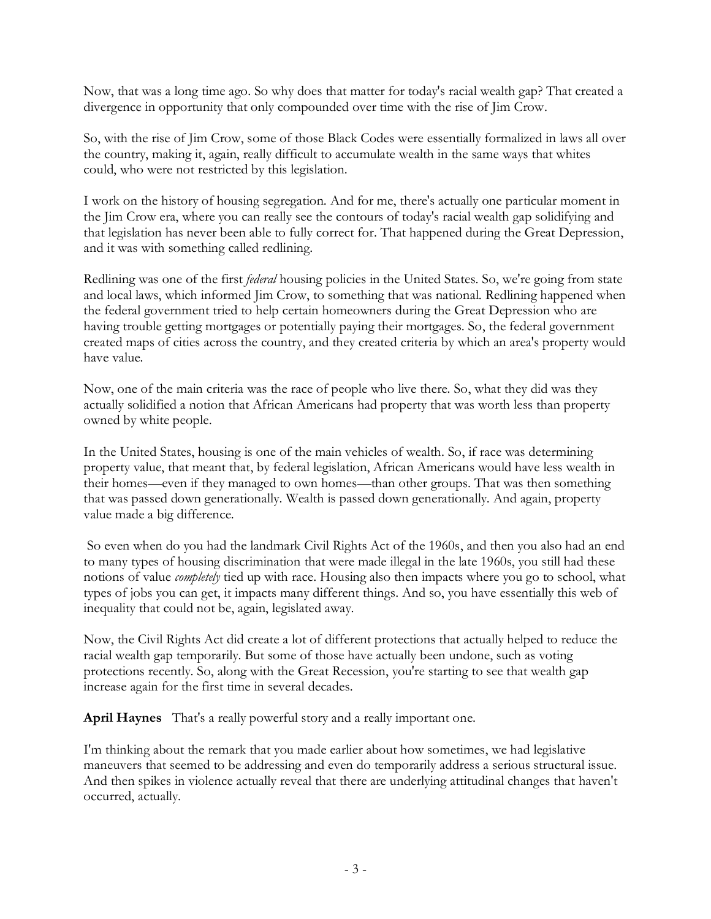Now, that was a long time ago. So why does that matter for today's racial wealth gap? That created a divergence in opportunity that only compounded over time with the rise of Jim Crow.

So, with the rise of Jim Crow, some of those Black Codes were essentially formalized in laws all over the country, making it, again, really difficult to accumulate wealth in the same ways that whites could, who were not restricted by this legislation.

I work on the history of housing segregation. And for me, there's actually one particular moment in the Jim Crow era, where you can really see the contours of today's racial wealth gap solidifying and that legislation has never been able to fully correct for. That happened during the Great Depression, and it was with something called redlining.

Redlining was one of the first *federal* housing policies in the United States. So, we're going from state and local laws, which informed Jim Crow, to something that was national. Redlining happened when the federal government tried to help certain homeowners during the Great Depression who are having trouble getting mortgages or potentially paying their mortgages. So, the federal government created maps of cities across the country, and they created criteria by which an area's property would have value.

Now, one of the main criteria was the race of people who live there. So, what they did was they actually solidified a notion that African Americans had property that was worth less than property owned by white people.

In the United States, housing is one of the main vehicles of wealth. So, if race was determining property value, that meant that, by federal legislation, African Americans would have less wealth in their homes—even if they managed to own homes—than other groups. That was then something that was passed down generationally. Wealth is passed down generationally. And again, property value made a big difference.

So even when do you had the landmark Civil Rights Act of the 1960s, and then you also had an end to many types of housing discrimination that were made illegal in the late 1960s, you still had these notions of value *completely* tied up with race. Housing also then impacts where you go to school, what types of jobs you can get, it impacts many different things. And so, you have essentially this web of inequality that could not be, again, legislated away.

Now, the Civil Rights Act did create a lot of different protections that actually helped to reduce the racial wealth gap temporarily. But some of those have actually been undone, such as voting protections recently. So, along with the Great Recession, you're starting to see that wealth gap increase again for the first time in several decades.

**April Haynes** That's a really powerful story and a really important one.

I'm thinking about the remark that you made earlier about how sometimes, we had legislative maneuvers that seemed to be addressing and even do temporarily address a serious structural issue. And then spikes in violence actually reveal that there are underlying attitudinal changes that haven't occurred, actually.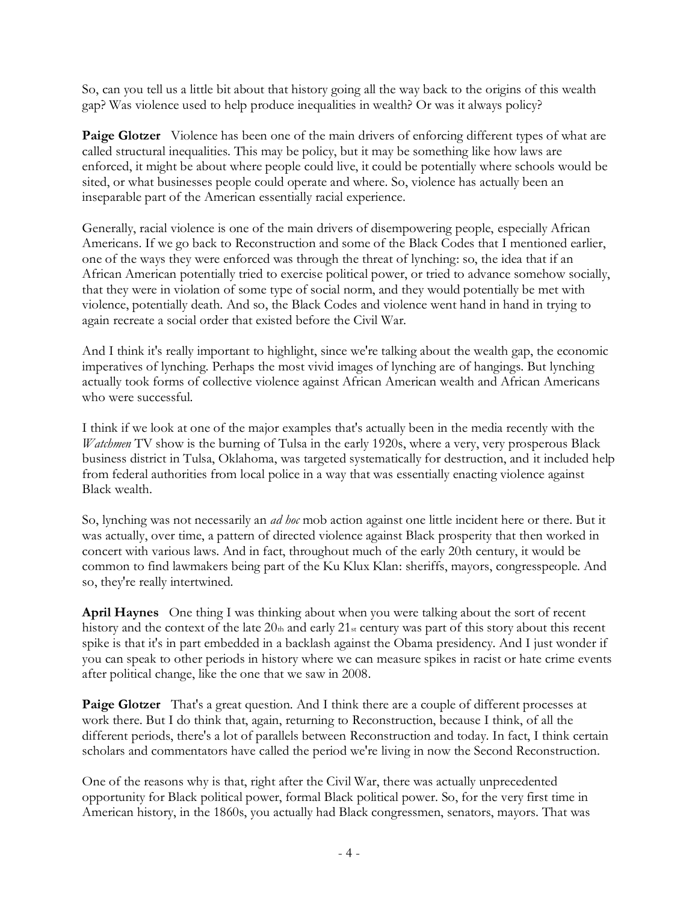So, can you tell us a little bit about that history going all the way back to the origins of this wealth gap? Was violence used to help produce inequalities in wealth? Or was it always policy?

**Paige Glotzer** Violence has been one of the main drivers of enforcing different types of what are called structural inequalities. This may be policy, but it may be something like how laws are enforced, it might be about where people could live, it could be potentially where schools would be sited, or what businesses people could operate and where. So, violence has actually been an inseparable part of the American essentially racial experience.

Generally, racial violence is one of the main drivers of disempowering people, especially African Americans. If we go back to Reconstruction and some of the Black Codes that I mentioned earlier, one of the ways they were enforced was through the threat of lynching: so, the idea that if an African American potentially tried to exercise political power, or tried to advance somehow socially, that they were in violation of some type of social norm, and they would potentially be met with violence, potentially death. And so, the Black Codes and violence went hand in hand in trying to again recreate a social order that existed before the Civil War.

And I think it's really important to highlight, since we're talking about the wealth gap, the economic imperatives of lynching. Perhaps the most vivid images of lynching are of hangings. But lynching actually took forms of collective violence against African American wealth and African Americans who were successful.

I think if we look at one of the major examples that's actually been in the media recently with the *Watchmen* TV show is the burning of Tulsa in the early 1920s, where a very, very prosperous Black business district in Tulsa, Oklahoma, was targeted systematically for destruction, and it included help from federal authorities from local police in a way that was essentially enacting violence against Black wealth.

So, lynching was not necessarily an *ad hoc* mob action against one little incident here or there. But it was actually, over time, a pattern of directed violence against Black prosperity that then worked in concert with various laws. And in fact, throughout much of the early 20th century, it would be common to find lawmakers being part of the Ku Klux Klan: sheriffs, mayors, congresspeople. And so, they're really intertwined.

**April Haynes** One thing I was thinking about when you were talking about the sort of recent history and the context of the late 20th and early 21st century was part of this story about this recent spike is that it's in part embedded in a backlash against the Obama presidency. And I just wonder if you can speak to other periods in history where we can measure spikes in racist or hate crime events after political change, like the one that we saw in 2008.

**Paige Glotzer** That's a great question. And I think there are a couple of different processes at work there. But I do think that, again, returning to Reconstruction, because I think, of all the different periods, there's a lot of parallels between Reconstruction and today. In fact, I think certain scholars and commentators have called the period we're living in now the Second Reconstruction.

One of the reasons why is that, right after the Civil War, there was actually unprecedented opportunity for Black political power, formal Black political power. So, for the very first time in American history, in the 1860s, you actually had Black congressmen, senators, mayors. That was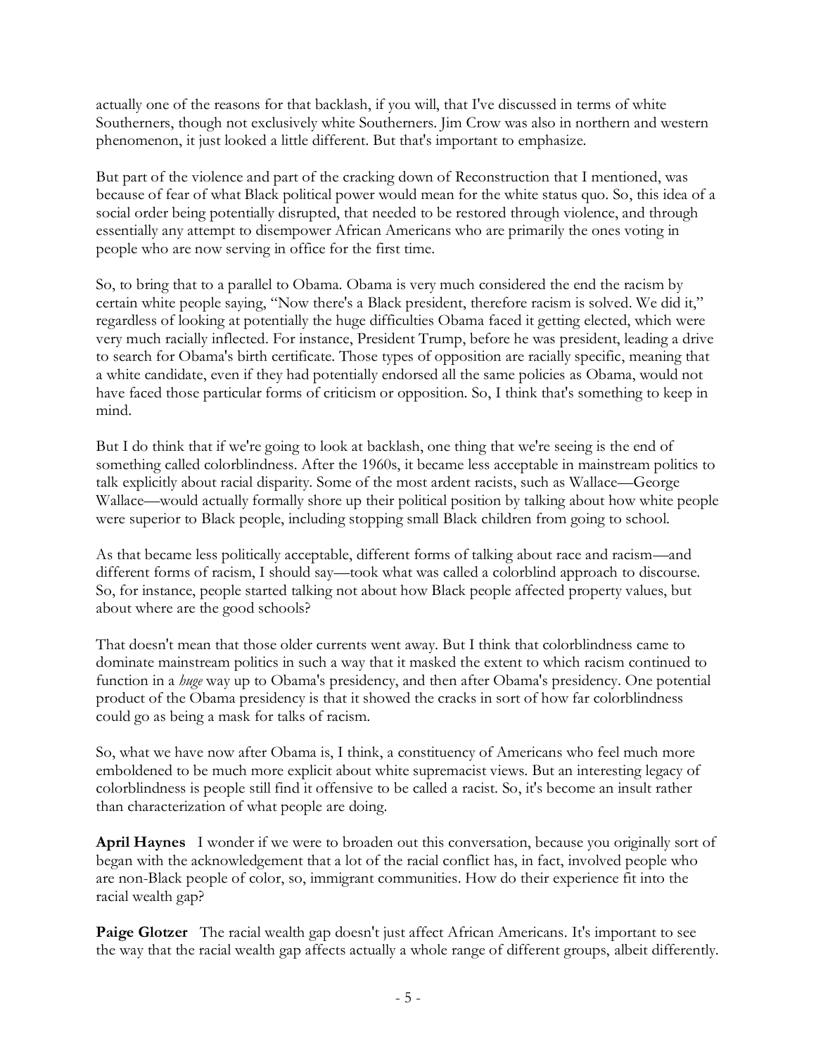actually one of the reasons for that backlash, if you will, that I've discussed in terms of white Southerners, though not exclusively white Southerners. Jim Crow was also in northern and western phenomenon, it just looked a little different. But that's important to emphasize.

But part of the violence and part of the cracking down of Reconstruction that I mentioned, was because of fear of what Black political power would mean for the white status quo. So, this idea of a social order being potentially disrupted, that needed to be restored through violence, and through essentially any attempt to disempower African Americans who are primarily the ones voting in people who are now serving in office for the first time.

So, to bring that to a parallel to Obama. Obama is very much considered the end the racism by certain white people saying, "Now there's a Black president, therefore racism is solved. We did it," regardless of looking at potentially the huge difficulties Obama faced it getting elected, which were very much racially inflected. For instance, President Trump, before he was president, leading a drive to search for Obama's birth certificate. Those types of opposition are racially specific, meaning that a white candidate, even if they had potentially endorsed all the same policies as Obama, would not have faced those particular forms of criticism or opposition. So, I think that's something to keep in mind.

But I do think that if we're going to look at backlash, one thing that we're seeing is the end of something called colorblindness. After the 1960s, it became less acceptable in mainstream politics to talk explicitly about racial disparity. Some of the most ardent racists, such as Wallace—George Wallace—would actually formally shore up their political position by talking about how white people were superior to Black people, including stopping small Black children from going to school.

As that became less politically acceptable, different forms of talking about race and racism—and different forms of racism, I should say—took what was called a colorblind approach to discourse. So, for instance, people started talking not about how Black people affected property values, but about where are the good schools?

That doesn't mean that those older currents went away. But I think that colorblindness came to dominate mainstream politics in such a way that it masked the extent to which racism continued to function in a *huge* way up to Obama's presidency, and then after Obama's presidency. One potential product of the Obama presidency is that it showed the cracks in sort of how far colorblindness could go as being a mask for talks of racism.

So, what we have now after Obama is, I think, a constituency of Americans who feel much more emboldened to be much more explicit about white supremacist views. But an interesting legacy of colorblindness is people still find it offensive to be called a racist. So, it's become an insult rather than characterization of what people are doing.

**April Haynes** I wonder if we were to broaden out this conversation, because you originally sort of began with the acknowledgement that a lot of the racial conflict has, in fact, involved people who are non-Black people of color, so, immigrant communities. How do their experience fit into the racial wealth gap?

**Paige Glotzer** The racial wealth gap doesn't just affect African Americans. It's important to see the way that the racial wealth gap affects actually a whole range of different groups, albeit differently.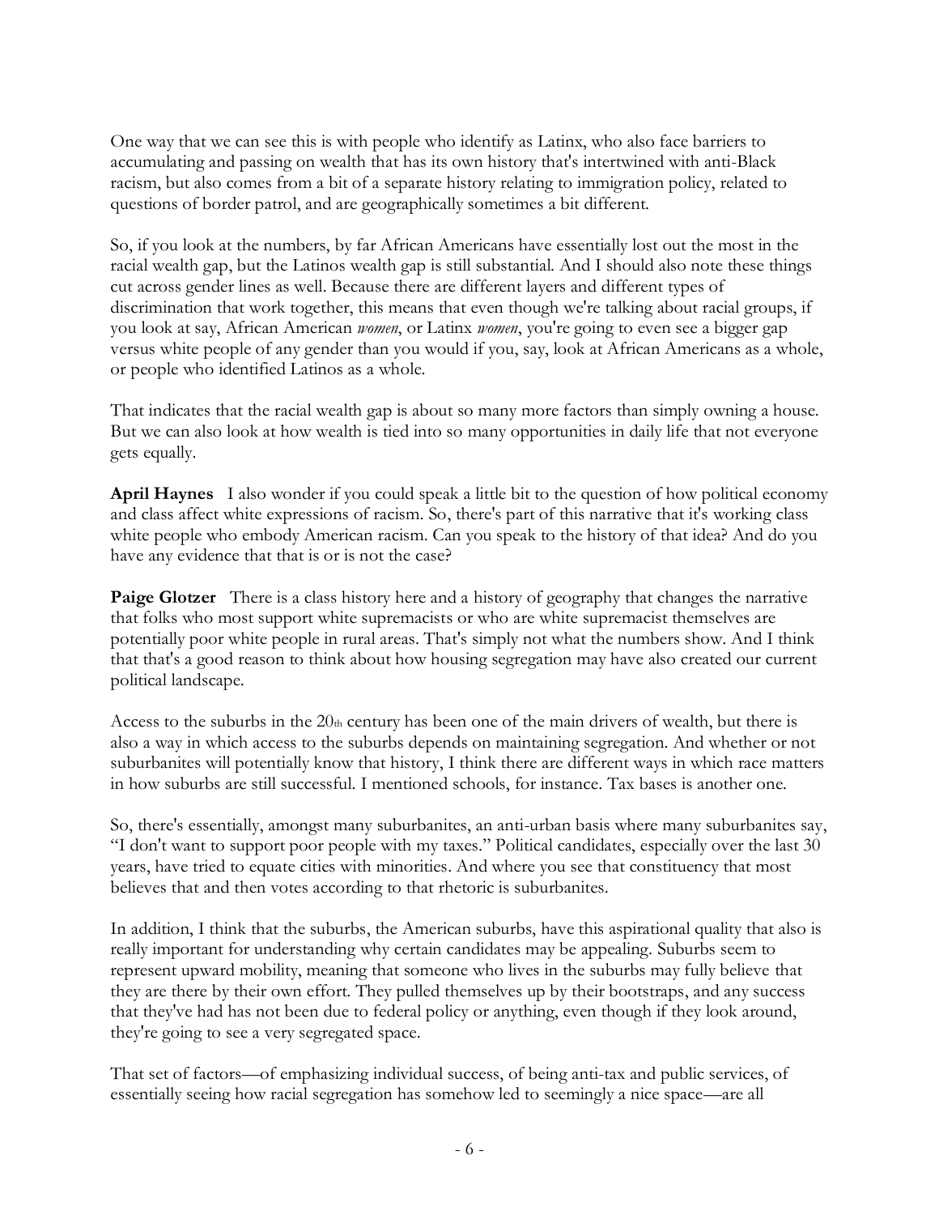One way that we can see this is with people who identify as Latinx, who also face barriers to accumulating and passing on wealth that has its own history that's intertwined with anti-Black racism, but also comes from a bit of a separate history relating to immigration policy, related to questions of border patrol, and are geographically sometimes a bit different.

So, if you look at the numbers, by far African Americans have essentially lost out the most in the racial wealth gap, but the Latinos wealth gap is still substantial. And I should also note these things cut across gender lines as well. Because there are different layers and different types of discrimination that work together, this means that even though we're talking about racial groups, if you look at say, African American *women*, or Latinx *women*, you're going to even see a bigger gap versus white people of any gender than you would if you, say, look at African Americans as a whole, or people who identified Latinos as a whole.

That indicates that the racial wealth gap is about so many more factors than simply owning a house. But we can also look at how wealth is tied into so many opportunities in daily life that not everyone gets equally.

**April Haynes** I also wonder if you could speak a little bit to the question of how political economy and class affect white expressions of racism. So, there's part of this narrative that it's working class white people who embody American racism. Can you speak to the history of that idea? And do you have any evidence that that is or is not the case?

**Paige Glotzer** There is a class history here and a history of geography that changes the narrative that folks who most support white supremacists or who are white supremacist themselves are potentially poor white people in rural areas. That's simply not what the numbers show. And I think that that's a good reason to think about how housing segregation may have also created our current political landscape.

Access to the suburbs in the 20th century has been one of the main drivers of wealth, but there is also a way in which access to the suburbs depends on maintaining segregation. And whether or not suburbanites will potentially know that history, I think there are different ways in which race matters in how suburbs are still successful. I mentioned schools, for instance. Tax bases is another one.

So, there's essentially, amongst many suburbanites, an anti-urban basis where many suburbanites say, "I don't want to support poor people with my taxes." Political candidates, especially over the last 30 years, have tried to equate cities with minorities. And where you see that constituency that most believes that and then votes according to that rhetoric is suburbanites.

In addition, I think that the suburbs, the American suburbs, have this aspirational quality that also is really important for understanding why certain candidates may be appealing. Suburbs seem to represent upward mobility, meaning that someone who lives in the suburbs may fully believe that they are there by their own effort. They pulled themselves up by their bootstraps, and any success that they've had has not been due to federal policy or anything, even though if they look around, they're going to see a very segregated space.

That set of factors—of emphasizing individual success, of being anti-tax and public services, of essentially seeing how racial segregation has somehow led to seemingly a nice space—are all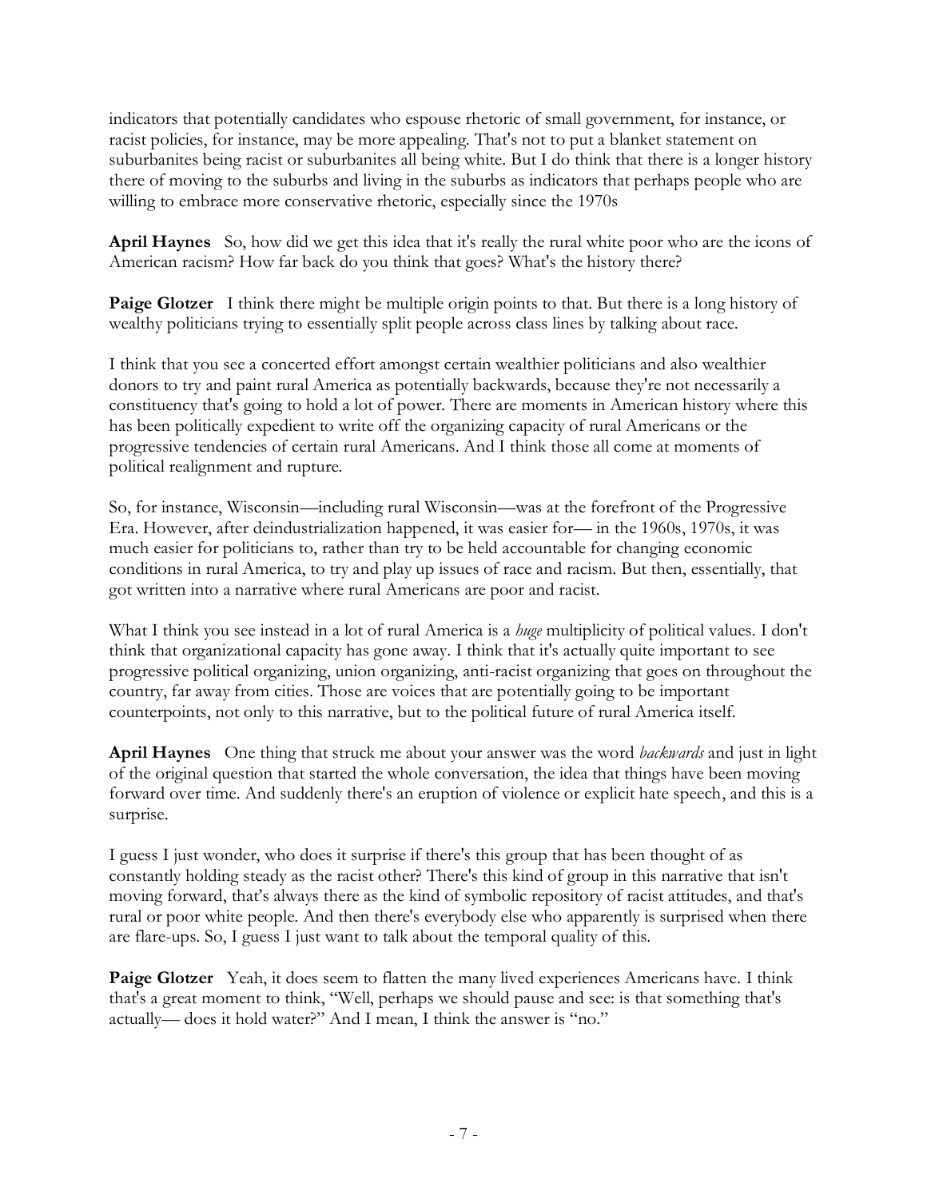indicators that potentially candidates who espouse rhetoric of small government, for instance, or racist policies, for instance, may be more appealing. That's not to put a blanket statement on suburbanites being racist or suburbanites all being white. But I do think that there is a longer history there of moving to the suburbs and living in the suburbs as indicators that perhaps people who are willing to embrace more conservative rhetoric, especially since the 1970s

**April Haynes** So, how did we get this idea that it's really the rural white poor who are the icons of American racism? How far back do you think that goes? What's the history there?

**Paige Glotzer** I think there might be multiple origin points to that. But there is a long history of wealthy politicians trying to essentially split people across class lines by talking about race.

I think that you see a concerted effort amongst certain wealthier politicians and also wealthier donors to try and paint rural America as potentially backwards, because they're not necessarily a constituency that's going to hold a lot of power. There are moments in American history where this has been politically expedient to write off the organizing capacity of rural Americans or the progressive tendencies of certain rural Americans. And I think those all come at moments of political realignment and rupture.

So, for instance, Wisconsin—including rural Wisconsin—was at the forefront of the Progressive Era. However, after deindustrialization happened, it was easier for— in the 1960s, 1970s, it was much easier for politicians to, rather than try to be held accountable for changing economic conditions in rural America, to try and play up issues of race and racism. But then, essentially, that got written into a narrative where rural Americans are poor and racist.

What I think you see instead in a lot of rural America is a *huge* multiplicity of political values. I don't think that organizational capacity has gone away. I think that it's actually quite important to see progressive political organizing, union organizing, anti-racist organizing that goes on throughout the country, far away from cities. Those are voices that are potentially going to be important counterpoints, not only to this narrative, but to the political future of rural America itself.

**April Haynes** One thing that struck me about your answer was the word *backwards* and just in light of the original question that started the whole conversation, the idea that things have been moving forward over time. And suddenly there's an eruption of violence or explicit hate speech, and this is a surprise.

I guess I just wonder, who does it surprise if there's this group that has been thought of as constantly holding steady as the racist other? There's this kind of group in this narrative that isn't moving forward, that's always there as the kind of symbolic repository of racist attitudes, and that's rural or poor white people. And then there's everybody else who apparently is surprised when there are flare-ups. So, I guess I just want to talk about the temporal quality of this.

**Paige Glotzer** Yeah, it does seem to flatten the many lived experiences Americans have. I think that's a great moment to think, "Well, perhaps we should pause and see: is that something that's actually— does it hold water?" And I mean, I think the answer is "no."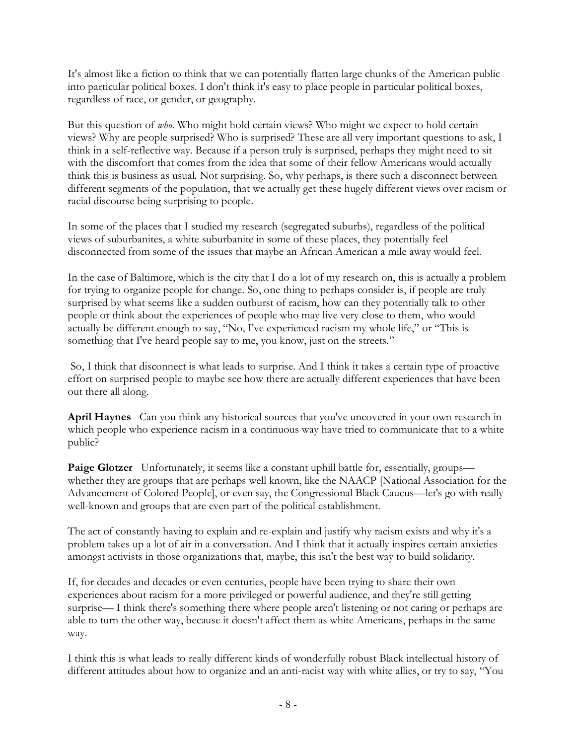It's almost like a fiction to think that we can potentially flatten large chunks of the American public into particular political boxes. I don't think it's easy to place people in particular political boxes, regardless of race, or gender, or geography.

But this question of *who*. Who might hold certain views? Who might we expect to hold certain views? Why are people surprised? Who is surprised? These are all very important questions to ask, I think in a self-reflective way. Because if a person truly is surprised, perhaps they might need to sit with the discomfort that comes from the idea that some of their fellow Americans would actually think this is business as usual. Not surprising. So, why perhaps, is there such a disconnect between different segments of the population, that we actually get these hugely different views over racism or racial discourse being surprising to people.

In some of the places that I studied my research (segregated suburbs), regardless of the political views of suburbanites, a white suburbanite in some of these places, they potentially feel disconnected from some of the issues that maybe an African American a mile away would feel.

In the case of Baltimore, which is the city that I do a lot of my research on, this is actually a problem for trying to organize people for change. So, one thing to perhaps consider is, if people are truly surprised by what seems like a sudden outburst of racism, how can they potentially talk to other people or think about the experiences of people who may live very close to them, who would actually be different enough to say, "No, I've experienced racism my whole life," or "This is something that I've heard people say to me, you know, just on the streets."

So, I think that disconnect is what leads to surprise. And I think it takes a certain type of proactive effort on surprised people to maybe see how there are actually different experiences that have been out there all along.

**April Haynes** Can you think any historical sources that you've uncovered in your own research in which people who experience racism in a continuous way have tried to communicate that to a white public?

**Paige Glotzer** Unfortunately, it seems like a constant uphill battle for, essentially, groups—whether they are groups that are perhaps well known, like the NAACP [National Association for the Advancement of Colored People], or even say, the Congressional Black Caucus—let's go with really well-known and groups that are even part of the political establishment.

The act of constantly having to explain and re-explain and justify why racism exists and why it's a problem takes up a lot of air in a conversation. And I think that it actually inspires certain anxieties amongst activists in those organizations that, maybe, this isn't the best way to build solidarity.

If, for decades and decades or even centuries, people have been trying to share their own experiences about racism for a more privileged or powerful audience, and they're still getting surprise— I think there's something there where people aren't listening or not caring or perhaps are able to turn the other way, because it doesn't affect them as white Americans, perhaps in the same way.

I think this is what leads to really different kinds of wonderfully robust Black intellectual history of different attitudes about how to organize and an anti-racist way with white allies, or try to say, "You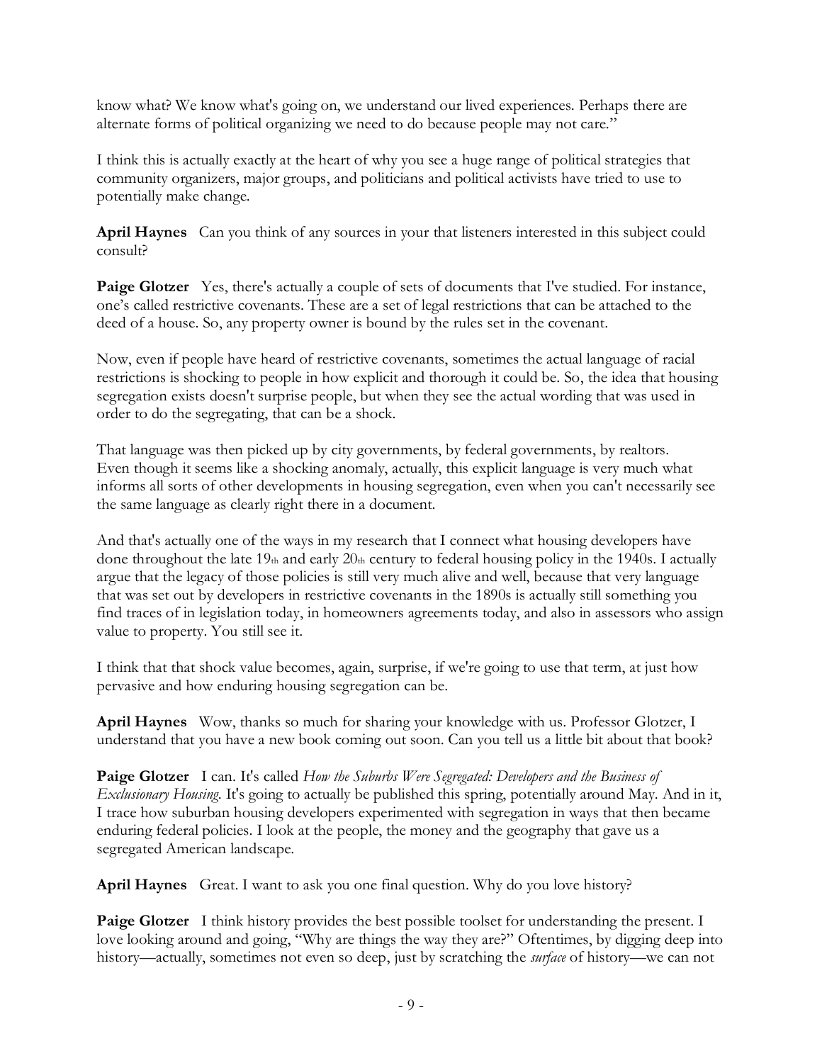know what? We know what's going on, we understand our lived experiences. Perhaps there are alternate forms of political organizing we need to do because people may not care."

I think this is actually exactly at the heart of why you see a huge range of political strategies that community organizers, major groups, and politicians and political activists have tried to use to potentially make change.

**April Haynes** Can you think of any sources in your that listeners interested in this subject could consult?

**Paige Glotzer** Yes, there's actually a couple of sets of documents that I've studied. For instance, one's called restrictive covenants. These are a set of legal restrictions that can be attached to the deed of a house. So, any property owner is bound by the rules set in the covenant.

Now, even if people have heard of restrictive covenants, sometimes the actual language of racial restrictions is shocking to people in how explicit and thorough it could be. So, the idea that housing segregation exists doesn't surprise people, but when they see the actual wording that was used in order to do the segregating, that can be a shock.

That language was then picked up by city governments, by federal governments, by realtors. Even though it seems like a shocking anomaly, actually, this explicit language is very much what informs all sorts of other developments in housing segregation, even when you can't necessarily see the same language as clearly right there in a document.

And that's actually one of the ways in my research that I connect what housing developers have done throughout the late 19th and early 20th century to federal housing policy in the 1940s. I actually argue that the legacy of those policies is still very much alive and well, because that very language that was set out by developers in restrictive covenants in the 1890s is actually still something you find traces of in legislation today, in homeowners agreements today, and also in assessors who assign value to property. You still see it.

I think that that shock value becomes, again, surprise, if we're going to use that term, at just how pervasive and how enduring housing segregation can be.

**April Haynes** Wow, thanks so much for sharing your knowledge with us. Professor Glotzer, I understand that you have a new book coming out soon. Can you tell us a little bit about that book?

**Paige Glotzer** I can. It's called *How the Suburbs Were Segregated: Developers and the Business of Exclusionary Housing*. It's going to actually be published this spring, potentially around May. And in it, I trace how suburban housing developers experimented with segregation in ways that then became enduring federal policies. I look at the people, the money and the geography that gave us a segregated American landscape.

**April Haynes** Great. I want to ask you one final question. Why do you love history?

**Paige Glotzer** I think history provides the best possible toolset for understanding the present. I love looking around and going, "Why are things the way they are?" Oftentimes, by digging deep into history—actually, sometimes not even so deep, just by scratching the *surface* of history—we can not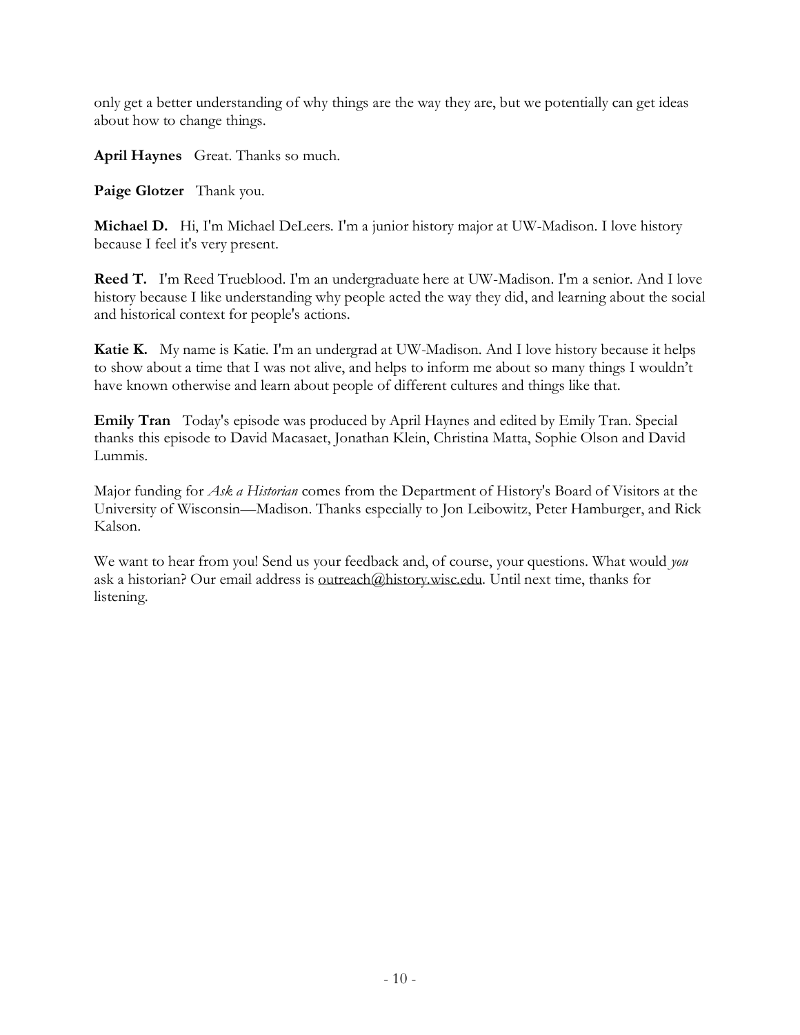only get a better understanding of why things are the way they are, but we potentially can get ideas about how to change things.

**April Haynes** Great. Thanks so much.

**Paige Glotzer** Thank you.

**Michael D.** Hi, I'm Michael DeLeers. I'm a junior history major at UW-Madison. I love history because I feel it's very present.

**Reed T.** I'm Reed Trueblood. I'm an undergraduate here at UW-Madison. I'm a senior. And I love history because I like understanding why people acted the way they did, and learning about the social and historical context for people's actions.

**Katie K.** My name is Katie. I'm an undergrad at UW-Madison. And I love history because it helps to show about a time that I was not alive, and helps to inform me about so many things I wouldn't have known otherwise and learn about people of different cultures and things like that.

**Emily Tran** Today's episode was produced by April Haynes and edited by Emily Tran. Special thanks this episode to David Macasaet, Jonathan Klein, Christina Matta, Sophie Olson and David Lummis.

Major funding for *Ask a Historian* comes from the Department of History's Board of Visitors at the University of Wisconsin—Madison. Thanks especially to Jon Leibowitz, Peter Hamburger, and Rick Kalson.

We want to hear from you! Send us your feedback and, of course, your questions. What would *you* ask a historian? Our email address is outreach@history.wisc.edu. Until next time, thanks for listening.